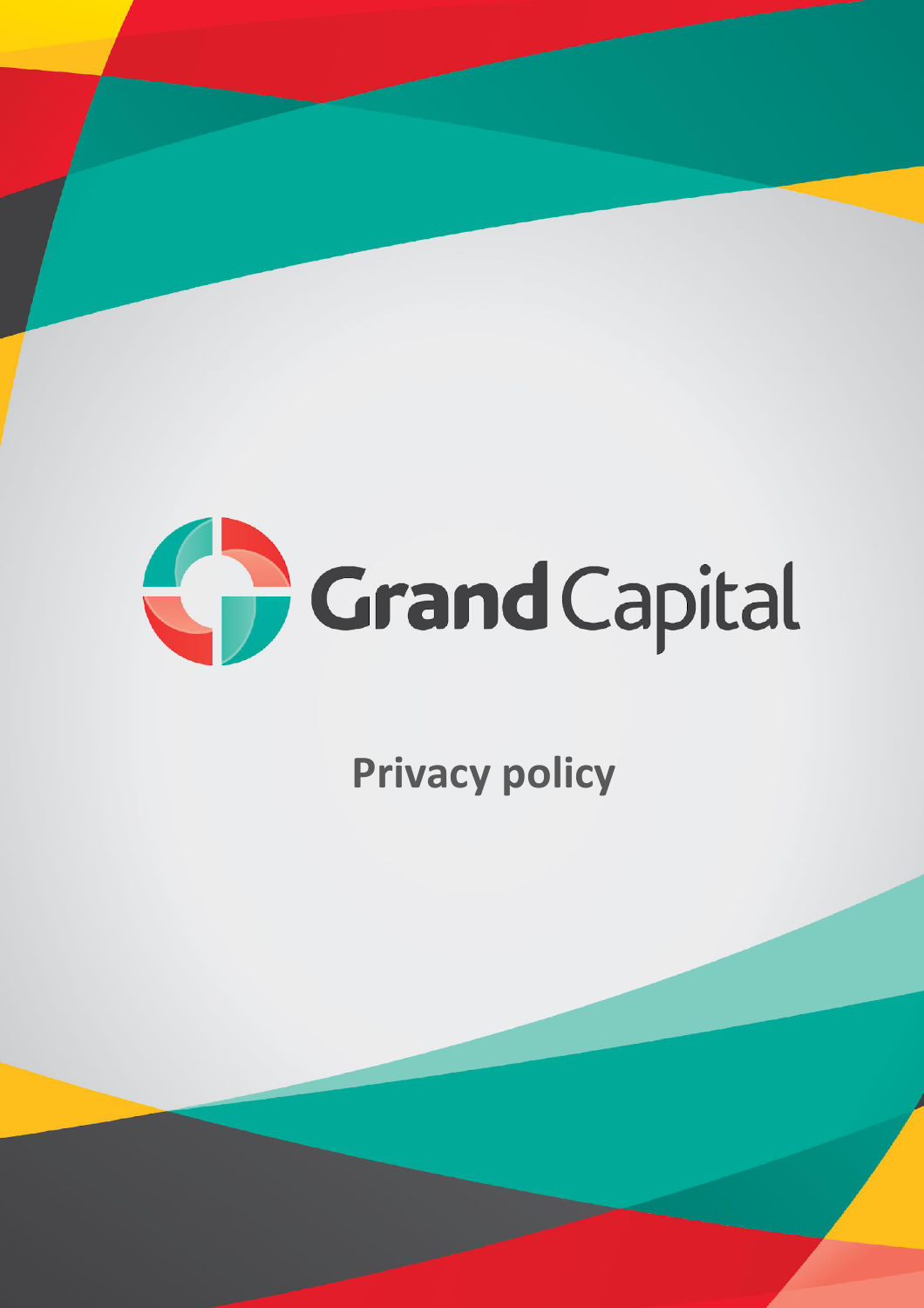Grand Capital

# Privacy policy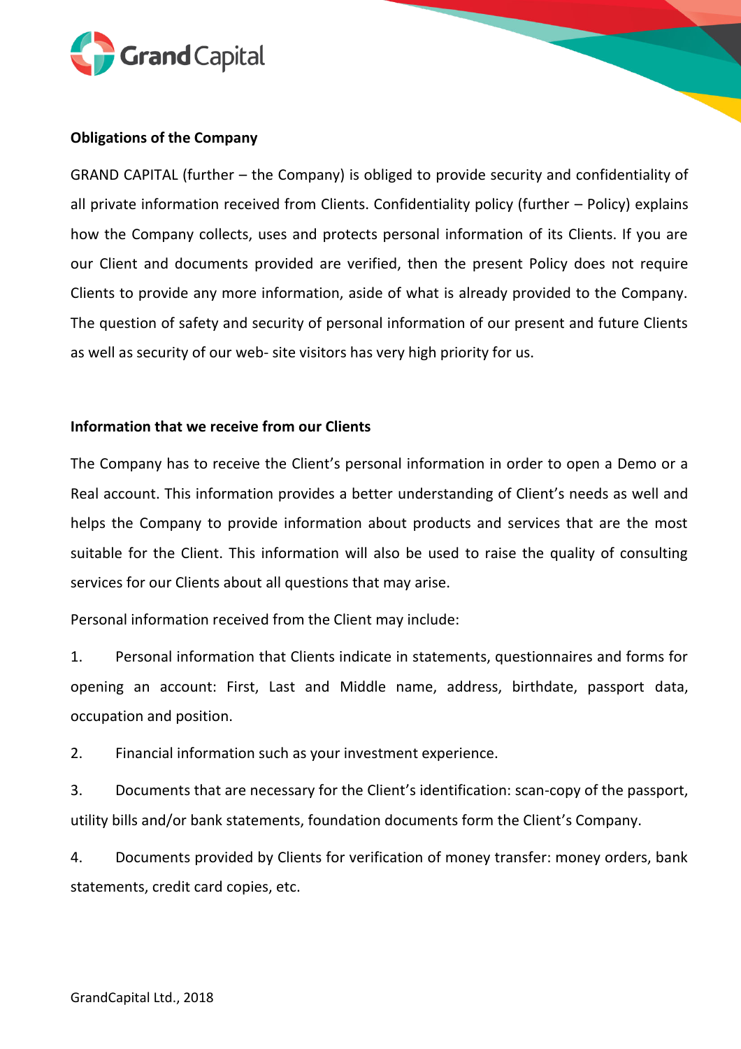**Obligations of the Company**

GRAND CAPITAL (further – the Company) is obliged to provide security and confidentiality of all private information received from Clients. Confidentiality policy (further – Policy) explains how the Company collects, uses and protects personal information of its Clients. If you are our Client and documents provided are verified, then the present Policy does not require Clients to provide any more information, aside of what is already provided to the Company. The question of safety and security of personal information of our present and future Clients as well as security of our web- site visitors has very high priority for us.

**Information that we receive from our Clients**

The Company has to receive the Client's personal information in order to open a Demo or a Real account. This information provides a better understanding of Client's needs as well and helps the Company to provide information about products and services that are the most suitable for the Client. This information will also be used to raise the quality of consulting services for our Clients about all questions that may arise.

Personal information received from the Client may include:

1. Personal information that Clients indicate in statements, questionnaires and forms for opening an account: First, Last and Middle name, address, birthdate, passport data, occupation and position.
2. Financial information such as your investment experience.
3. Documents that are necessary for the Client's identification: scan-copy of the passport, utility bills and/or bank statements, foundation documents form the Client's Company.
4. Documents provided by Clients for verification of money transfer: money orders, bank statements, credit card copies, etc.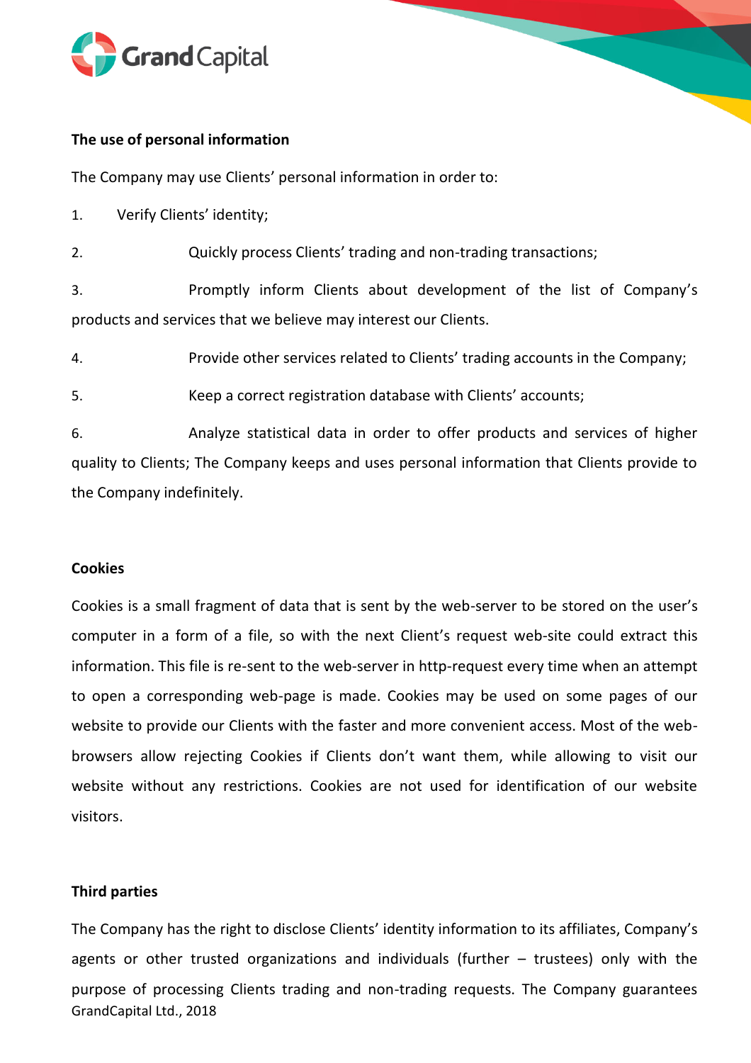**The use of personal information**

The Company may use Clients' personal information in order to:

1. Verify Clients' identity;
2. Quickly process Clients' trading and non-trading transactions;
3. Promptly inform Clients about development of the list of Company's products and services that we believe may interest our Clients.
4. Provide other services related to Clients' trading accounts in the Company;
5. Keep a correct registration database with Clients' accounts;
6. Analyze statistical data in order to offer products and services of higher quality to Clients; The Company keeps and uses personal information that Clients provide to the Company indefinitely.

**Cookies**

Cookies is a small fragment of data that is sent by the web-server to be stored on the user's computer in a form of a file, so with the next Client's request web-site could extract this information. This file is re-sent to the web-server in http-request every time when an attempt to open a corresponding web-page is made. Cookies may be used on some pages of our website to provide our Clients with the faster and more convenient access. Most of the web-browsers allow rejecting Cookies if Clients don't want them, while allowing to visit our website without any restrictions. Cookies are not used for identification of our website visitors.

**Third parties**

The Company has the right to disclose Clients' identity information to its affiliates, Company's agents or other trusted organizations and individuals (further – trustees) only with the purpose of processing Clients trading and non-trading requests. The Company guarantees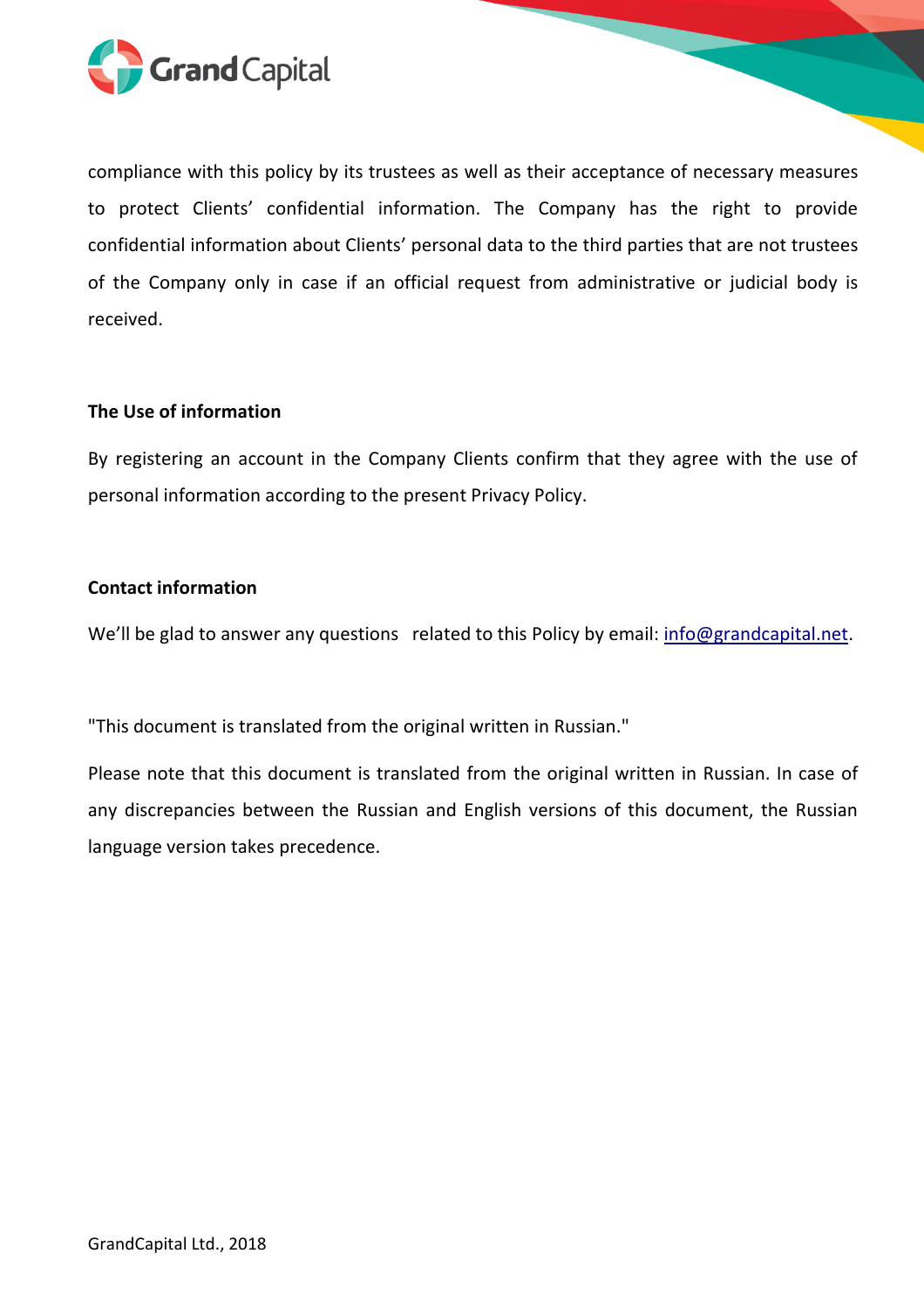compliance with this policy by its trustees as well as their acceptance of necessary measures to protect Clients' confidential information. The Company has the right to provide confidential information about Clients' personal data to the third parties that are not trustees of the Company only in case if an official request from administrative or judicial body is received.

**The Use of information**

By registering an account in the Company Clients confirm that they agree with the use of personal information according to the present Privacy Policy.

**Contact information**

We'll be glad to answer any questions related to this Policy by email: info@grandcapital.net.

"This document is translated from the original written in Russian."

Please note that this document is translated from the original written in Russian. In case of any discrepancies between the Russian and English versions of this document, the Russian language version takes precedence.

GrandCapital Ltd., 2018